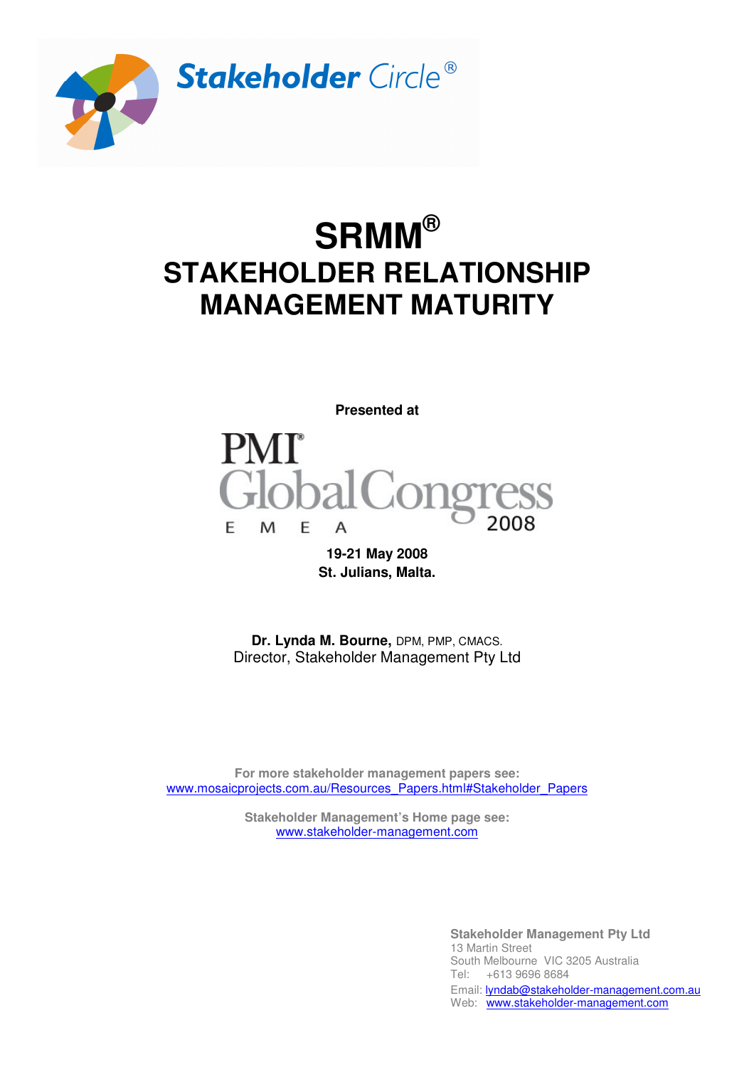Stakeholder Circle®

# SRMM®

# STAKEHOLDER RELATIONSHIP MANAGEMENT MATURITY

**Presented at**

PMI® Global Congress 2008 EMEA

**19-21 May 2008**
**St. Julians, Malta.**

**Dr. Lynda M. Bourne,** DPM, PMP, CMACS.
Director, Stakeholder Management Pty Ltd

**For more stakeholder management papers see:**
www.mosaicprojects.com.au/Resources_Papers.html#Stakeholder_Papers

**Stakeholder Management's Home page see:**
www.stakeholder-management.com

**Stakeholder Management Pty Ltd**
13 Martin Street
South Melbourne VIC 3205 Australia
Tel: +613 9696 8684
Email: lyndab@stakeholder-management.com.au
Web: www.stakeholder-management.com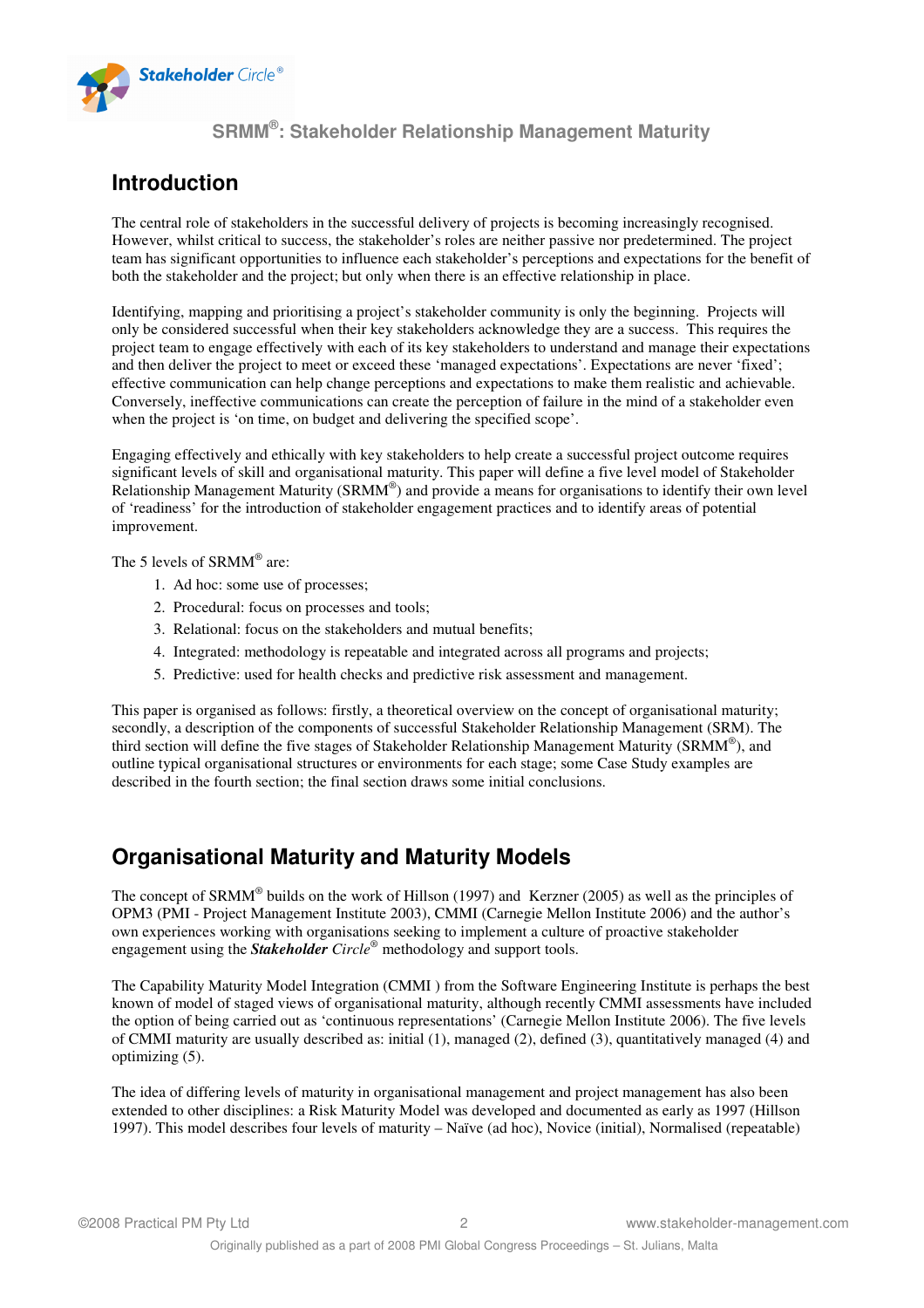# SRMM®: Stakeholder Relationship Management Maturity

## Introduction

The central role of stakeholders in the successful delivery of projects is becoming increasingly recognised. However, whilst critical to success, the stakeholder's roles are neither passive nor predetermined. The project team has significant opportunities to influence each stakeholder's perceptions and expectations for the benefit of both the stakeholder and the project; but only when there is an effective relationship in place.

Identifying, mapping and prioritising a project's stakeholder community is only the beginning. Projects will only be considered successful when their key stakeholders acknowledge they are a success. This requires the project team to engage effectively with each of its key stakeholders to understand and manage their expectations and then deliver the project to meet or exceed these 'managed expectations'. Expectations are never 'fixed'; effective communication can help change perceptions and expectations to make them realistic and achievable. Conversely, ineffective communications can create the perception of failure in the mind of a stakeholder even when the project is 'on time, on budget and delivering the specified scope'.

Engaging effectively and ethically with key stakeholders to help create a successful project outcome requires significant levels of skill and organisational maturity. This paper will define a five level model of Stakeholder Relationship Management Maturity (SRMM®) and provide a means for organisations to identify their own level of 'readiness' for the introduction of stakeholder engagement practices and to identify areas of potential improvement.

The 5 levels of SRMM® are:

1. Ad hoc: some use of processes;
2. Procedural: focus on processes and tools;
3. Relational: focus on the stakeholders and mutual benefits;
4. Integrated: methodology is repeatable and integrated across all programs and projects;
5. Predictive: used for health checks and predictive risk assessment and management.

This paper is organised as follows: firstly, a theoretical overview on the concept of organisational maturity; secondly, a description of the components of successful Stakeholder Relationship Management (SRM). The third section will define the five stages of Stakeholder Relationship Management Maturity (SRMM®), and outline typical organisational structures or environments for each stage; some Case Study examples are described in the fourth section; the final section draws some initial conclusions.

## Organisational Maturity and Maturity Models

The concept of SRMM® builds on the work of Hillson (1997) and Kerzner (2005) as well as the principles of OPM3 (PMI - Project Management Institute 2003), CMMI (Carnegie Mellon Institute 2006) and the author's own experiences working with organisations seeking to implement a culture of proactive stakeholder engagement using the ***Stakeholder** Circle*® methodology and support tools.

The Capability Maturity Model Integration (CMMI ) from the Software Engineering Institute is perhaps the best known of model of staged views of organisational maturity, although recently CMMI assessments have included the option of being carried out as 'continuous representations' (Carnegie Mellon Institute 2006). The five levels of CMMI maturity are usually described as: initial (1), managed (2), defined (3), quantitatively managed (4) and optimizing (5).

The idea of differing levels of maturity in organisational management and project management has also been extended to other disciplines: a Risk Maturity Model was developed and documented as early as 1997 (Hillson 1997). This model describes four levels of maturity – Naïve (ad hoc), Novice (initial), Normalised (repeatable)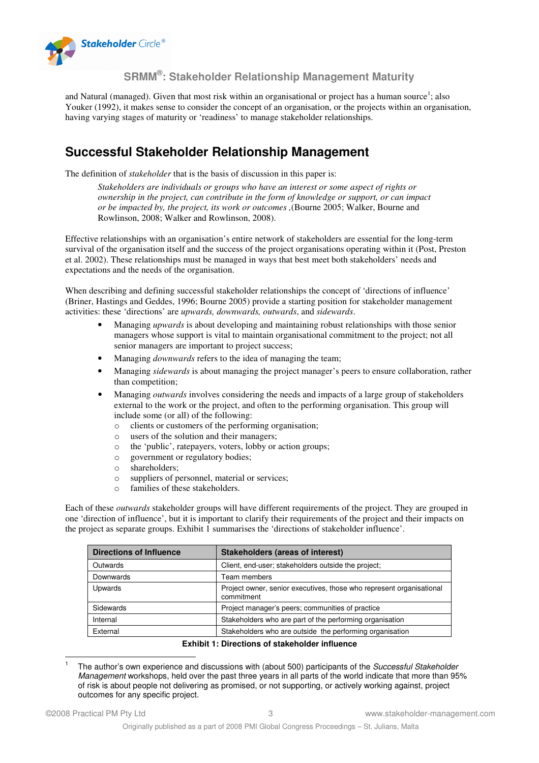and Natural (managed). Given that most risk within an organisational or project has a human source[1]; also Youker (1992), it makes sense to consider the concept of an organisation, or the projects within an organisation, having varying stages of maturity or 'readiness' to manage stakeholder relationships.

## Successful Stakeholder Relationship Management

The definition of *stakeholder* that is the basis of discussion in this paper is:

> *Stakeholders are individuals or groups who have an interest or some aspect of rights or ownership in the project, can contribute in the form of knowledge or support, or can impact or be impacted by, the project, its work or outcomes* ,(Bourne 2005; Walker, Bourne and Rowlinson, 2008; Walker and Rowlinson, 2008).

Effective relationships with an organisation's entire network of stakeholders are essential for the long-term survival of the organisation itself and the success of the project organisations operating within it (Post, Preston et al. 2002). These relationships must be managed in ways that best meet both stakeholders' needs and expectations and the needs of the organisation.

When describing and defining successful stakeholder relationships the concept of 'directions of influence' (Briner, Hastings and Geddes, 1996; Bourne 2005) provide a starting position for stakeholder management activities: these 'directions' are *upwards, downwards, outwards*, and *sidewards*.

- Managing *upwards* is about developing and maintaining robust relationships with those senior managers whose support is vital to maintain organisational commitment to the project; not all senior managers are important to project success;
- Managing *downwards* refers to the idea of managing the team;
- Managing *sidewards* is about managing the project manager's peers to ensure collaboration, rather than competition;
- Managing *outwards* involves considering the needs and impacts of a large group of stakeholders external to the work or the project, and often to the performing organisation. This group will include some (or all) of the following:
  - clients or customers of the performing organisation;
  - users of the solution and their managers;
  - the 'public', ratepayers, voters, lobby or action groups;
  - government or regulatory bodies;
  - shareholders;
  - suppliers of personnel, material or services;
  - families of these stakeholders.

Each of these *outwards* stakeholder groups will have different requirements of the project. They are grouped in one 'direction of influence', but it is important to clarify their requirements of the project and their impacts on the project as separate groups. Exhibit 1 summarises the 'directions of stakeholder influence'.

| Directions of Influence | Stakeholders (areas of interest) |
|---|---|
| Outwards | Client, end-user; stakeholders outside the project; |
| Downwards | Team members |
| Upwards | Project owner, senior executives, those who represent organisational commitment |
| Sidewards | Project manager's peers; communities of practice |
| Internal | Stakeholders who are part of the performing organisation |
| External | Stakeholders who are outside the performing organisation |

**Exhibit 1: Directions of stakeholder influence**

---

[1] The author's own experience and discussions with (about 500) participants of the *Successful Stakeholder Management* workshops, held over the past three years in all parts of the world indicate that more than 95% of risk is about people not delivering as promised, or not supporting, or actively working against, project outcomes for any specific project.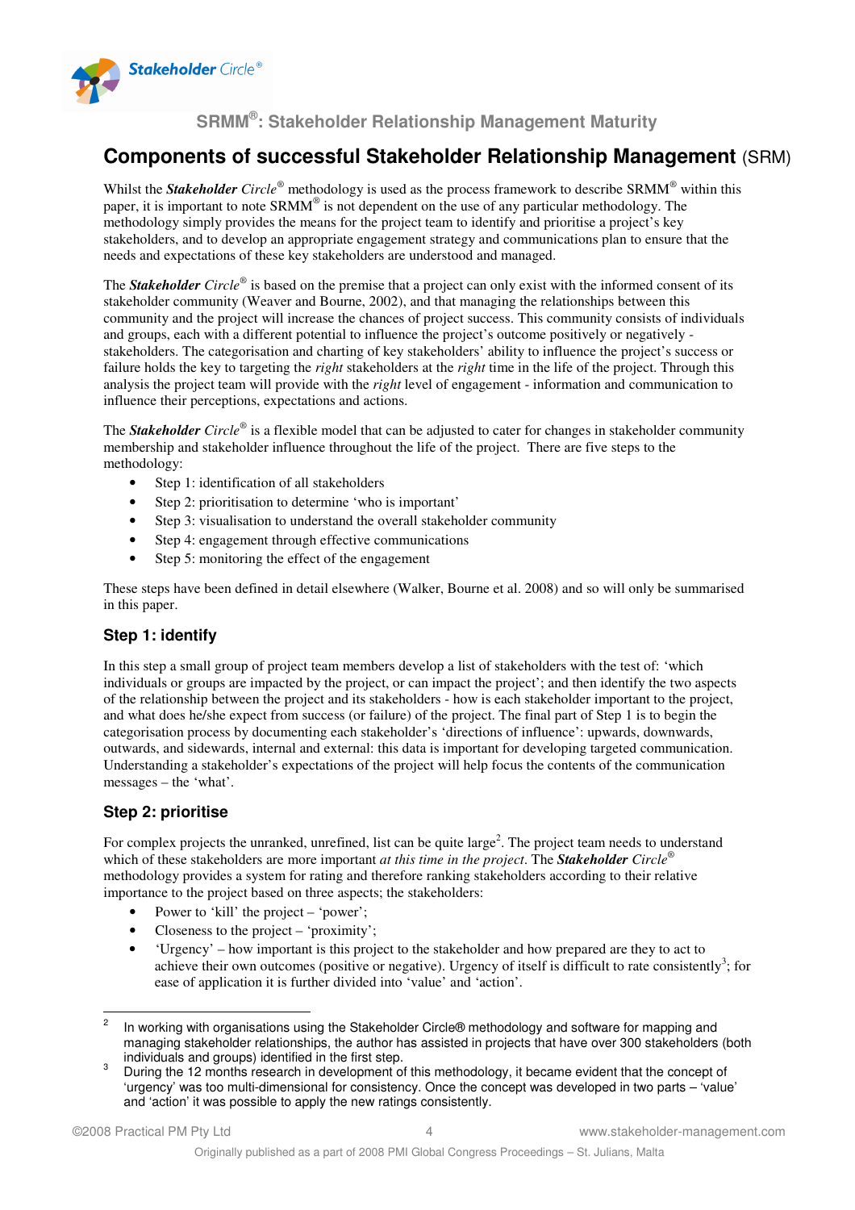# Components of successful Stakeholder Relationship Management (SRM)

Whilst the ***Stakeholder** Circle®* methodology is used as the process framework to describe SRMM® within this paper, it is important to note SRMM® is not dependent on the use of any particular methodology. The methodology simply provides the means for the project team to identify and prioritise a project's key stakeholders, and to develop an appropriate engagement strategy and communications plan to ensure that the needs and expectations of these key stakeholders are understood and managed.

The ***Stakeholder** Circle®* is based on the premise that a project can only exist with the informed consent of its stakeholder community (Weaver and Bourne, 2002), and that managing the relationships between this community and the project will increase the chances of project success. This community consists of individuals and groups, each with a different potential to influence the project's outcome positively or negatively - stakeholders. The categorisation and charting of key stakeholders' ability to influence the project's success or failure holds the key to targeting the *right* stakeholders at the *right* time in the life of the project. Through this analysis the project team will provide with the *right* level of engagement - information and communication to influence their perceptions, expectations and actions.

The ***Stakeholder** Circle®* is a flexible model that can be adjusted to cater for changes in stakeholder community membership and stakeholder influence throughout the life of the project. There are five steps to the methodology:

- Step 1: identification of all stakeholders
- Step 2: prioritisation to determine 'who is important'
- Step 3: visualisation to understand the overall stakeholder community
- Step 4: engagement through effective communications
- Step 5: monitoring the effect of the engagement

These steps have been defined in detail elsewhere (Walker, Bourne et al. 2008) and so will only be summarised in this paper.

## Step 1: identify

In this step a small group of project team members develop a list of stakeholders with the test of: 'which individuals or groups are impacted by the project, or can impact the project'; and then identify the two aspects of the relationship between the project and its stakeholders - how is each stakeholder important to the project, and what does he/she expect from success (or failure) of the project. The final part of Step 1 is to begin the categorisation process by documenting each stakeholder's 'directions of influence': upwards, downwards, outwards, and sidewards, internal and external: this data is important for developing targeted communication. Understanding a stakeholder's expectations of the project will help focus the contents of the communication messages – the 'what'.

## Step 2: prioritise

For complex projects the unranked, unrefined, list can be quite large[2]. The project team needs to understand which of these stakeholders are more important *at this time in the project*. The ***Stakeholder** Circle®* methodology provides a system for rating and therefore ranking stakeholders according to their relative importance to the project based on three aspects; the stakeholders:

- Power to 'kill' the project – 'power';
- Closeness to the project – 'proximity';
- 'Urgency' – how important is this project to the stakeholder and how prepared are they to act to achieve their own outcomes (positive or negative). Urgency of itself is difficult to rate consistently[3]; for ease of application it is further divided into 'value' and 'action'.

---

[2] In working with organisations using the Stakeholder Circle® methodology and software for mapping and managing stakeholder relationships, the author has assisted in projects that have over 300 stakeholders (both individuals and groups) identified in the first step.

[3] During the 12 months research in development of this methodology, it became evident that the concept of 'urgency' was too multi-dimensional for consistency. Once the concept was developed in two parts – 'value' and 'action' it was possible to apply the new ratings consistently.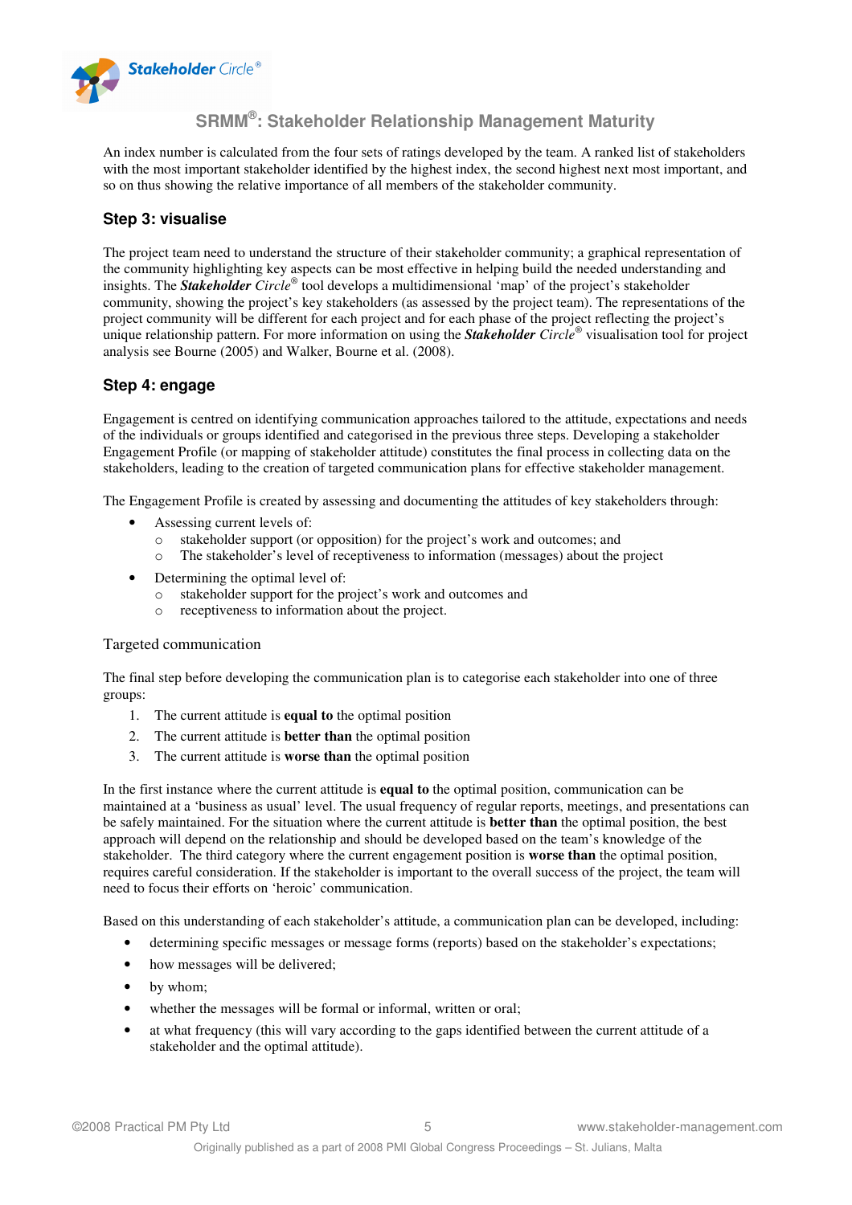An index number is calculated from the four sets of ratings developed by the team. A ranked list of stakeholders with the most important stakeholder identified by the highest index, the second highest next most important, and so on thus showing the relative importance of all members of the stakeholder community.

## Step 3: visualise

The project team need to understand the structure of their stakeholder community; a graphical representation of the community highlighting key aspects can be most effective in helping build the needed understanding and insights. The ***Stakeholder*** *Circle*® tool develops a multidimensional 'map' of the project's stakeholder community, showing the project's key stakeholders (as assessed by the project team). The representations of the project community will be different for each project and for each phase of the project reflecting the project's unique relationship pattern. For more information on using the ***Stakeholder*** *Circle*® visualisation tool for project analysis see Bourne (2005) and Walker, Bourne et al. (2008).

## Step 4: engage

Engagement is centred on identifying communication approaches tailored to the attitude, expectations and needs of the individuals or groups identified and categorised in the previous three steps. Developing a stakeholder Engagement Profile (or mapping of stakeholder attitude) constitutes the final process in collecting data on the stakeholders, leading to the creation of targeted communication plans for effective stakeholder management.

The Engagement Profile is created by assessing and documenting the attitudes of key stakeholders through:

- Assessing current levels of:
  - stakeholder support (or opposition) for the project's work and outcomes; and
  - The stakeholder's level of receptiveness to information (messages) about the project
- Determining the optimal level of:
  - stakeholder support for the project's work and outcomes and
  - receptiveness to information about the project.

### Targeted communication

The final step before developing the communication plan is to categorise each stakeholder into one of three groups:

1. The current attitude is **equal to** the optimal position
2. The current attitude is **better than** the optimal position
3. The current attitude is **worse than** the optimal position

In the first instance where the current attitude is **equal to** the optimal position, communication can be maintained at a 'business as usual' level. The usual frequency of regular reports, meetings, and presentations can be safely maintained. For the situation where the current attitude is **better than** the optimal position, the best approach will depend on the relationship and should be developed based on the team's knowledge of the stakeholder. The third category where the current engagement position is **worse than** the optimal position, requires careful consideration. If the stakeholder is important to the overall success of the project, the team will need to focus their efforts on 'heroic' communication.

Based on this understanding of each stakeholder's attitude, a communication plan can be developed, including:

- determining specific messages or message forms (reports) based on the stakeholder's expectations;
- how messages will be delivered;
- by whom;
- whether the messages will be formal or informal, written or oral;
- at what frequency (this will vary according to the gaps identified between the current attitude of a stakeholder and the optimal attitude).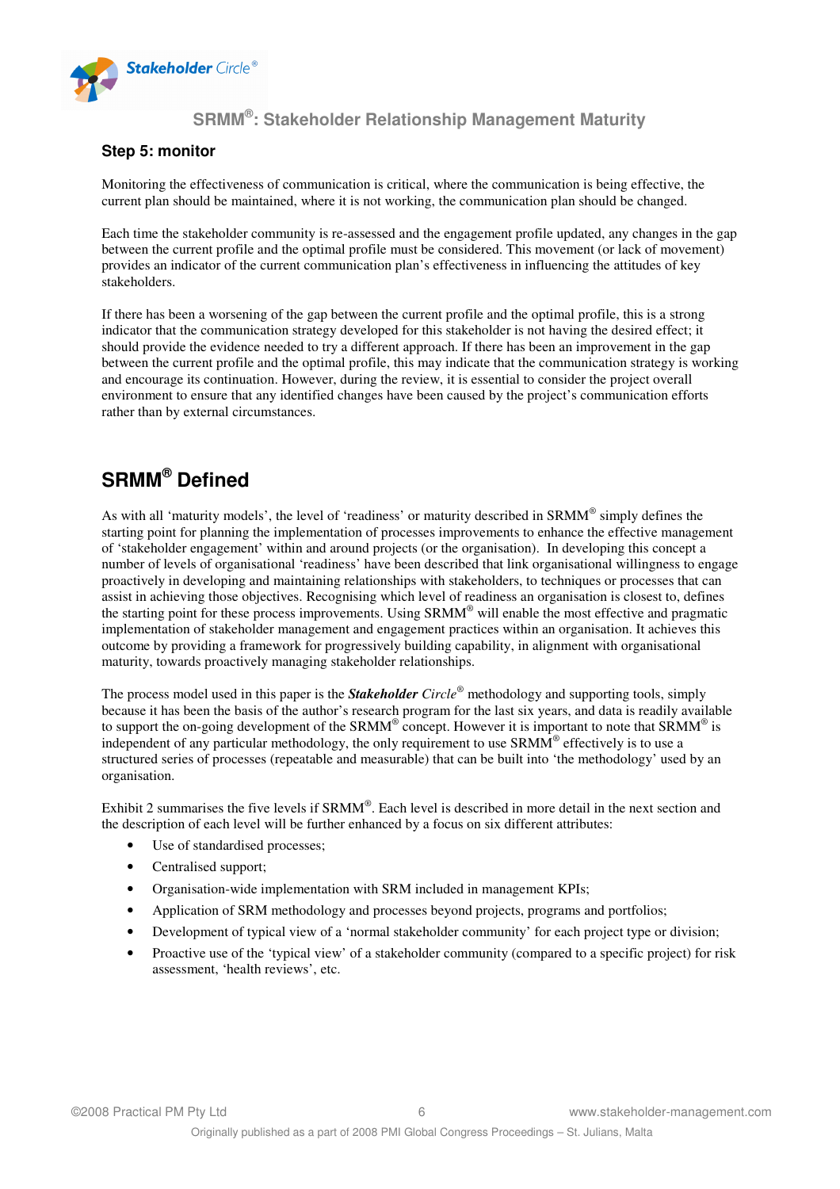### Step 5: monitor

Monitoring the effectiveness of communication is critical, where the communication is being effective, the current plan should be maintained, where it is not working, the communication plan should be changed.

Each time the stakeholder community is re-assessed and the engagement profile updated, any changes in the gap between the current profile and the optimal profile must be considered. This movement (or lack of movement) provides an indicator of the current communication plan's effectiveness in influencing the attitudes of key stakeholders.

If there has been a worsening of the gap between the current profile and the optimal profile, this is a strong indicator that the communication strategy developed for this stakeholder is not having the desired effect; it should provide the evidence needed to try a different approach. If there has been an improvement in the gap between the current profile and the optimal profile, this may indicate that the communication strategy is working and encourage its continuation. However, during the review, it is essential to consider the project overall environment to ensure that any identified changes have been caused by the project's communication efforts rather than by external circumstances.

## SRMM® Defined

As with all 'maturity models', the level of 'readiness' or maturity described in SRMM® simply defines the starting point for planning the implementation of processes improvements to enhance the effective management of 'stakeholder engagement' within and around projects (or the organisation). In developing this concept a number of levels of organisational 'readiness' have been described that link organisational willingness to engage proactively in developing and maintaining relationships with stakeholders, to techniques or processes that can assist in achieving those objectives. Recognising which level of readiness an organisation is closest to, defines the starting point for these process improvements. Using SRMM® will enable the most effective and pragmatic implementation of stakeholder management and engagement practices within an organisation. It achieves this outcome by providing a framework for progressively building capability, in alignment with organisational maturity, towards proactively managing stakeholder relationships.

The process model used in this paper is the ***Stakeholder*** *Circle*® methodology and supporting tools, simply because it has been the basis of the author's research program for the last six years, and data is readily available to support the on-going development of the SRMM® concept. However it is important to note that SRMM® is independent of any particular methodology, the only requirement to use SRMM® effectively is to use a structured series of processes (repeatable and measurable) that can be built into 'the methodology' used by an organisation.

Exhibit 2 summarises the five levels if SRMM®. Each level is described in more detail in the next section and the description of each level will be further enhanced by a focus on six different attributes:

- Use of standardised processes;
- Centralised support;
- Organisation-wide implementation with SRM included in management KPIs;
- Application of SRM methodology and processes beyond projects, programs and portfolios;
- Development of typical view of a 'normal stakeholder community' for each project type or division;
- Proactive use of the 'typical view' of a stakeholder community (compared to a specific project) for risk assessment, 'health reviews', etc.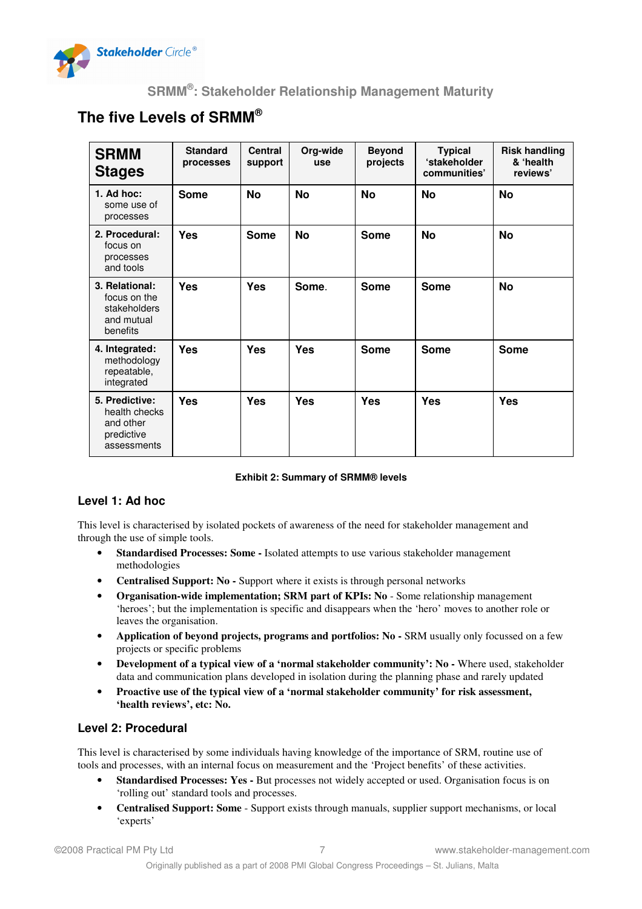## The five Levels of SRMM®

| SRMM Stages | Standard processes | Central support | Org-wide use | Beyond projects | Typical 'stakeholder communities' | Risk handling & 'health reviews' |
|---|---|---|---|---|---|---|
| **1. Ad hoc:** some use of processes | Some | No | No | No | No | No |
| **2. Procedural:** focus on processes and tools | Yes | Some | No | Some | No | No |
| **3. Relational:** focus on the stakeholders and mutual benefits | Yes | Yes | Some. | Some | Some | No |
| **4. Integrated:** methodology repeatable, integrated | Yes | Yes | Yes | Some | Some | Some |
| **5. Predictive:** health checks and other predictive assessments | Yes | Yes | Yes | Yes | Yes | Yes |

**Exhibit 2: Summary of SRMM® levels**

### Level 1: Ad hoc

This level is characterised by isolated pockets of awareness of the need for stakeholder management and through the use of simple tools.

- **Standardised Processes: Some -** Isolated attempts to use various stakeholder management methodologies
- **Centralised Support: No -** Support where it exists is through personal networks
- **Organisation-wide implementation; SRM part of KPIs: No** - Some relationship management 'heroes'; but the implementation is specific and disappears when the 'hero' moves to another role or leaves the organisation.
- **Application of beyond projects, programs and portfolios: No -** SRM usually only focussed on a few projects or specific problems
- **Development of a typical view of a 'normal stakeholder community': No -** Where used, stakeholder data and communication plans developed in isolation during the planning phase and rarely updated
- **Proactive use of the typical view of a 'normal stakeholder community' for risk assessment, 'health reviews', etc: No.**

### Level 2: Procedural

This level is characterised by some individuals having knowledge of the importance of SRM, routine use of tools and processes, with an internal focus on measurement and the 'Project benefits' of these activities.

- **Standardised Processes: Yes -** But processes not widely accepted or used. Organisation focus is on 'rolling out' standard tools and processes.
- **Centralised Support: Some** - Support exists through manuals, supplier support mechanisms, or local 'experts'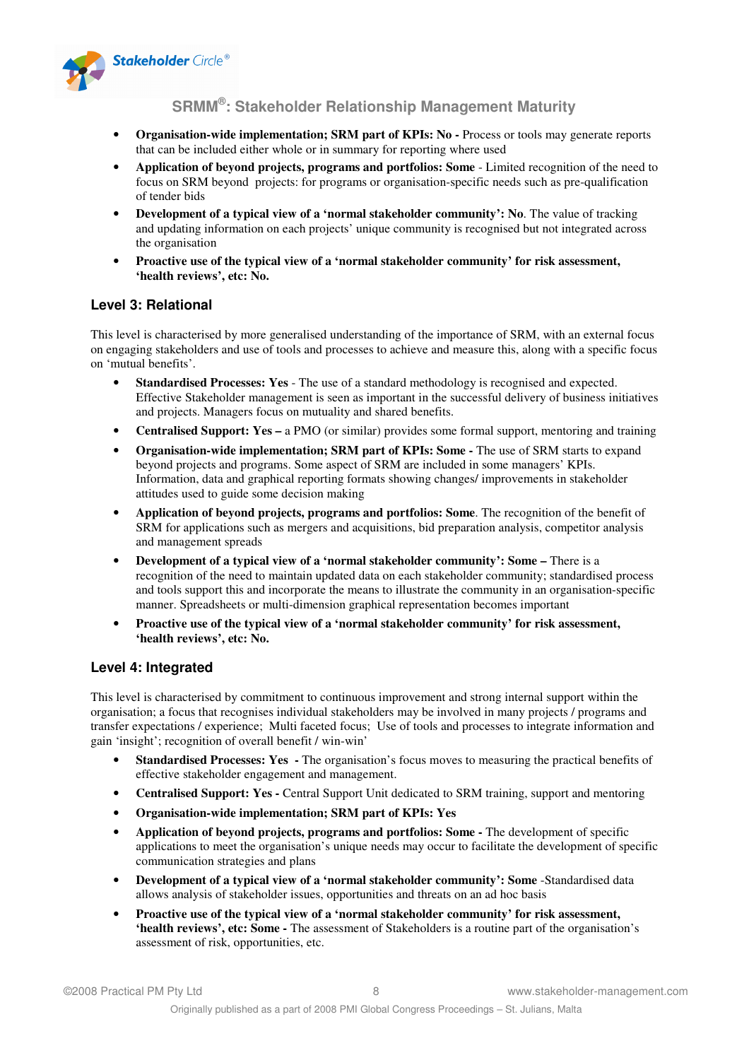- **Organisation-wide implementation; SRM part of KPIs: No -** Process or tools may generate reports that can be included either whole or in summary for reporting where used
- **Application of beyond projects, programs and portfolios: Some** - Limited recognition of the need to focus on SRM beyond projects: for programs or organisation-specific needs such as pre-qualification of tender bids
- **Development of a typical view of a 'normal stakeholder community': No**. The value of tracking and updating information on each projects' unique community is recognised but not integrated across the organisation
- **Proactive use of the typical view of a 'normal stakeholder community' for risk assessment, 'health reviews', etc: No.**

### Level 3: Relational

This level is characterised by more generalised understanding of the importance of SRM, with an external focus on engaging stakeholders and use of tools and processes to achieve and measure this, along with a specific focus on 'mutual benefits'.

- **Standardised Processes: Yes** - The use of a standard methodology is recognised and expected. Effective Stakeholder management is seen as important in the successful delivery of business initiatives and projects. Managers focus on mutuality and shared benefits.
- **Centralised Support: Yes –** a PMO (or similar) provides some formal support, mentoring and training
- **Organisation-wide implementation; SRM part of KPIs: Some** - The use of SRM starts to expand beyond projects and programs. Some aspect of SRM are included in some managers' KPIs. Information, data and graphical reporting formats showing changes/ improvements in stakeholder attitudes used to guide some decision making
- **Application of beyond projects, programs and portfolios: Some**. The recognition of the benefit of SRM for applications such as mergers and acquisitions, bid preparation analysis, competitor analysis and management spreads
- **Development of a typical view of a 'normal stakeholder community': Some –** There is a recognition of the need to maintain updated data on each stakeholder community; standardised process and tools support this and incorporate the means to illustrate the community in an organisation-specific manner. Spreadsheets or multi-dimension graphical representation becomes important
- **Proactive use of the typical view of a 'normal stakeholder community' for risk assessment, 'health reviews', etc: No.**

### Level 4: Integrated

This level is characterised by commitment to continuous improvement and strong internal support within the organisation; a focus that recognises individual stakeholders may be involved in many projects / programs and transfer expectations / experience; Multi faceted focus; Use of tools and processes to integrate information and gain 'insight'; recognition of overall benefit / win-win'

- **Standardised Processes: Yes** - The organisation's focus moves to measuring the practical benefits of effective stakeholder engagement and management.
- **Centralised Support: Yes -** Central Support Unit dedicated to SRM training, support and mentoring
- **Organisation-wide implementation; SRM part of KPIs: Yes**
- **Application of beyond projects, programs and portfolios: Some -** The development of specific applications to meet the organisation's unique needs may occur to facilitate the development of specific communication strategies and plans
- **Development of a typical view of a 'normal stakeholder community': Some** -Standardised data allows analysis of stakeholder issues, opportunities and threats on an ad hoc basis
- **Proactive use of the typical view of a 'normal stakeholder community' for risk assessment, 'health reviews', etc: Some -** The assessment of Stakeholders is a routine part of the organisation's assessment of risk, opportunities, etc.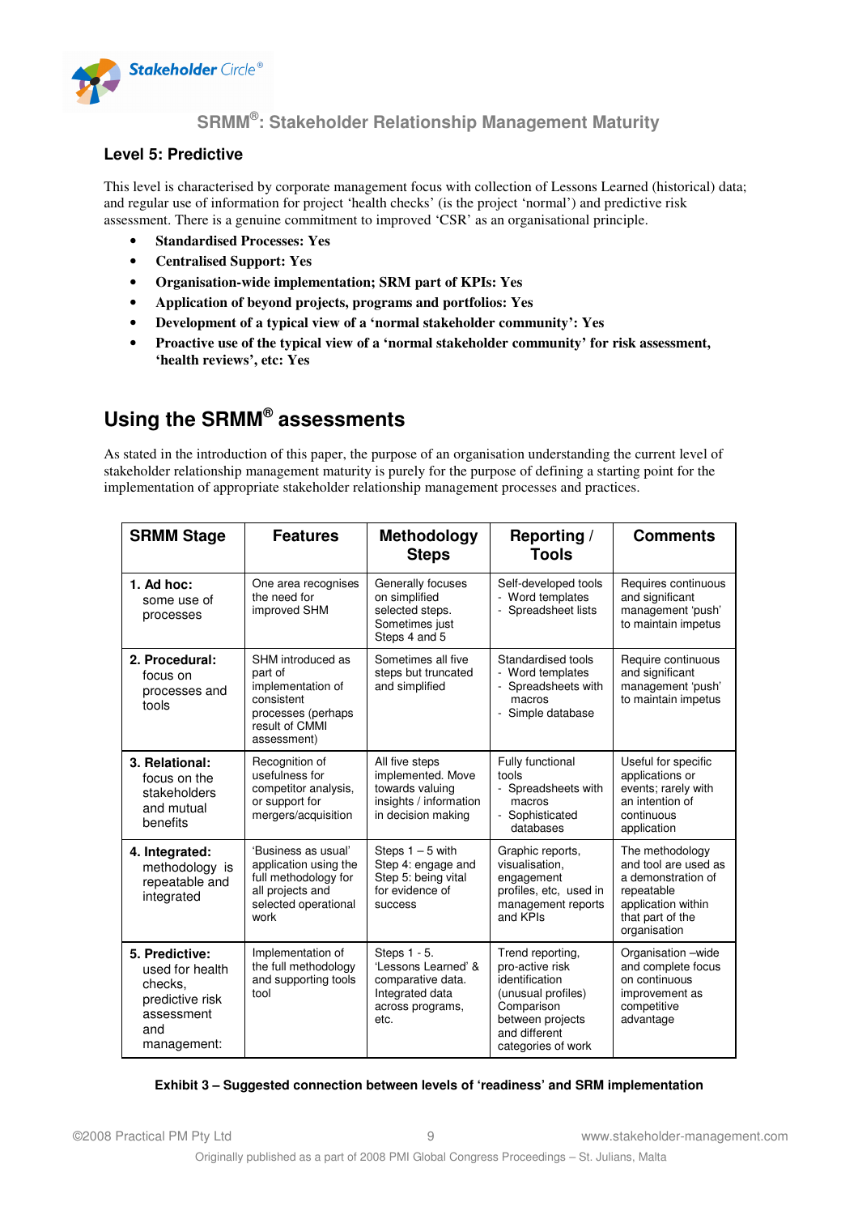### Level 5: Predictive

This level is characterised by corporate management focus with collection of Lessons Learned (historical) data; and regular use of information for project 'health checks' (is the project 'normal') and predictive risk assessment. There is a genuine commitment to improved 'CSR' as an organisational principle.

- **Standardised Processes: Yes**
- **Centralised Support: Yes**
- **Organisation-wide implementation; SRM part of KPIs: Yes**
- **Application of beyond projects, programs and portfolios: Yes**
- **Development of a typical view of a 'normal stakeholder community': Yes**
- **Proactive use of the typical view of a 'normal stakeholder community' for risk assessment, 'health reviews', etc: Yes**

## Using the SRMM® assessments

As stated in the introduction of this paper, the purpose of an organisation understanding the current level of stakeholder relationship management maturity is purely for the purpose of defining a starting point for the implementation of appropriate stakeholder relationship management processes and practices.

| SRMM Stage | Features | Methodology Steps | Reporting / Tools | Comments |
|---|---|---|---|---|
| **1. Ad hoc:** some use of processes | One area recognises the need for improved SHM | Generally focuses on simplified selected steps. Sometimes just Steps 4 and 5 | Self-developed tools<br>- Word templates<br>- Spreadsheet lists | Requires continuous and significant management 'push' to maintain impetus |
| **2. Procedural:** focus on processes and tools | SHM introduced as part of implementation of consistent processes (perhaps result of CMMI assessment) | Sometimes all five steps but truncated and simplified | Standardised tools<br>- Word templates<br>- Spreadsheets with macros<br>- Simple database | Require continuous and significant management 'push' to maintain impetus |
| **3. Relational:** focus on the stakeholders and mutual benefits | Recognition of usefulness for competitor analysis, or support for mergers/acquisition | All five steps implemented. Move towards valuing insights / information in decision making | Fully functional tools<br>- Spreadsheets with macros<br>- Sophisticated databases | Useful for specific applications or events; rarely with an intention of continuous application |
| **4. Integrated:** methodology is repeatable and integrated | 'Business as usual' application using the full methodology for all projects and selected operational work | Steps 1 – 5 with Step 4: engage and Step 5: being vital for evidence of success | Graphic reports, visualisation, engagement profiles, etc, used in management reports and KPIs | The methodology and tool are used as a demonstration of repeatable application within that part of the organisation |
| **5. Predictive:** used for health checks, predictive risk assessment and management: | Implementation of the full methodology and supporting tools tool | Steps 1 - 5. 'Lessons Learned' & comparative data. Integrated data across programs, etc. | Trend reporting, pro-active risk identification (unusual profiles) Comparison between projects and different categories of work | Organisation –wide and complete focus on continuous improvement as competitive advantage |

**Exhibit 3 – Suggested connection between levels of 'readiness' and SRM implementation**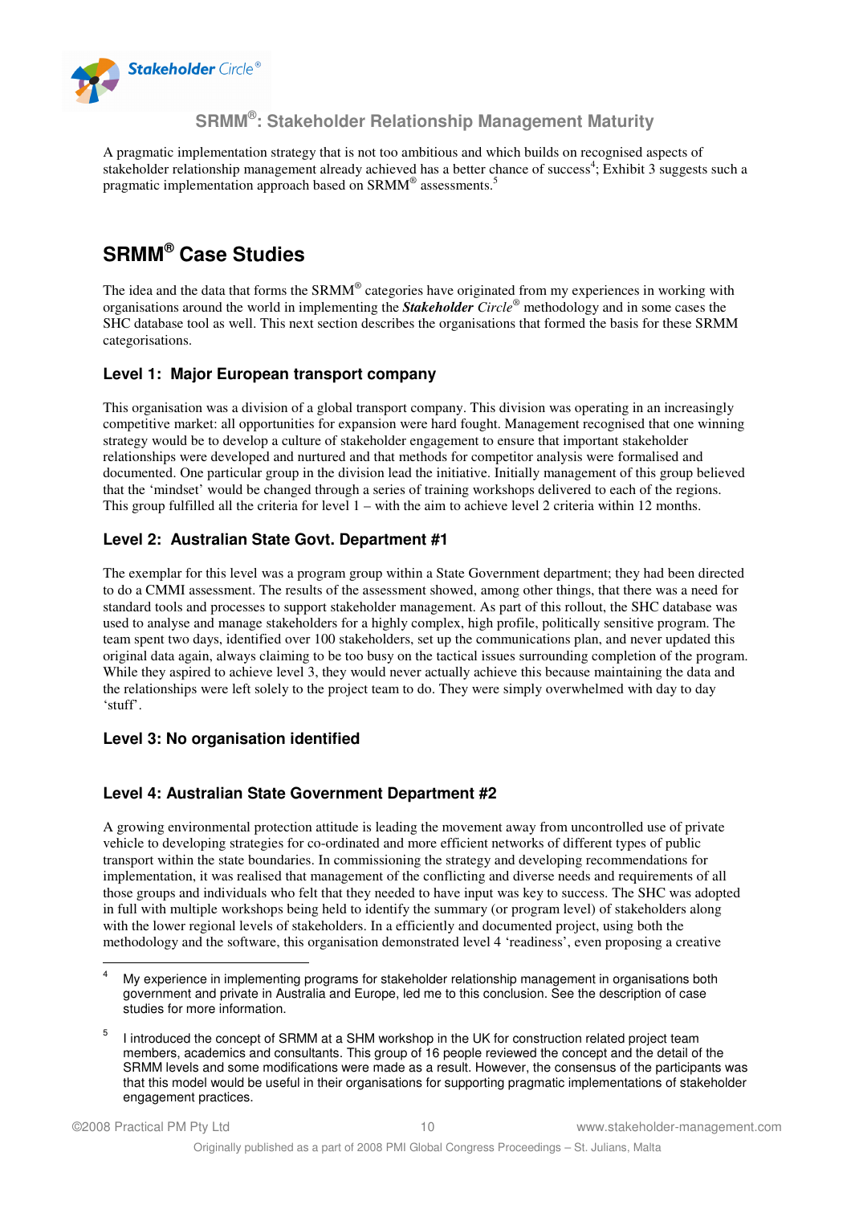A pragmatic implementation strategy that is not too ambitious and which builds on recognised aspects of stakeholder relationship management already achieved has a better chance of success[4]; Exhibit 3 suggests such a pragmatic implementation approach based on SRMM® assessments.[5]

## SRMM® Case Studies

The idea and the data that forms the SRMM® categories have originated from my experiences in working with organisations around the world in implementing the ***Stakeholder** Circle*® methodology and in some cases the SHC database tool as well. This next section describes the organisations that formed the basis for these SRMM categorisations.

### Level 1: Major European transport company

This organisation was a division of a global transport company. This division was operating in an increasingly competitive market: all opportunities for expansion were hard fought. Management recognised that one winning strategy would be to develop a culture of stakeholder engagement to ensure that important stakeholder relationships were developed and nurtured and that methods for competitor analysis were formalised and documented. One particular group in the division lead the initiative. Initially management of this group believed that the 'mindset' would be changed through a series of training workshops delivered to each of the regions. This group fulfilled all the criteria for level 1 – with the aim to achieve level 2 criteria within 12 months.

### Level 2: Australian State Govt. Department #1

The exemplar for this level was a program group within a State Government department; they had been directed to do a CMMI assessment. The results of the assessment showed, among other things, that there was a need for standard tools and processes to support stakeholder management. As part of this rollout, the SHC database was used to analyse and manage stakeholders for a highly complex, high profile, politically sensitive program. The team spent two days, identified over 100 stakeholders, set up the communications plan, and never updated this original data again, always claiming to be too busy on the tactical issues surrounding completion of the program. While they aspired to achieve level 3, they would never actually achieve this because maintaining the data and the relationships were left solely to the project team to do. They were simply overwhelmed with day to day 'stuff'.

### Level 3: No organisation identified

### Level 4: Australian State Government Department #2

A growing environmental protection attitude is leading the movement away from uncontrolled use of private vehicle to developing strategies for co-ordinated and more efficient networks of different types of public transport within the state boundaries. In commissioning the strategy and developing recommendations for implementation, it was realised that management of the conflicting and diverse needs and requirements of all those groups and individuals who felt that they needed to have input was key to success. The SHC was adopted in full with multiple workshops being held to identify the summary (or program level) of stakeholders along with the lower regional levels of stakeholders. In a efficiently and documented project, using both the methodology and the software, this organisation demonstrated level 4 'readiness', even proposing a creative

---

[4] My experience in implementing programs for stakeholder relationship management in organisations both government and private in Australia and Europe, led me to this conclusion. See the description of case studies for more information.

[5] I introduced the concept of SRMM at a SHM workshop in the UK for construction related project team members, academics and consultants. This group of 16 people reviewed the concept and the detail of the SRMM levels and some modifications were made as a result. However, the consensus of the participants was that this model would be useful in their organisations for supporting pragmatic implementations of stakeholder engagement practices.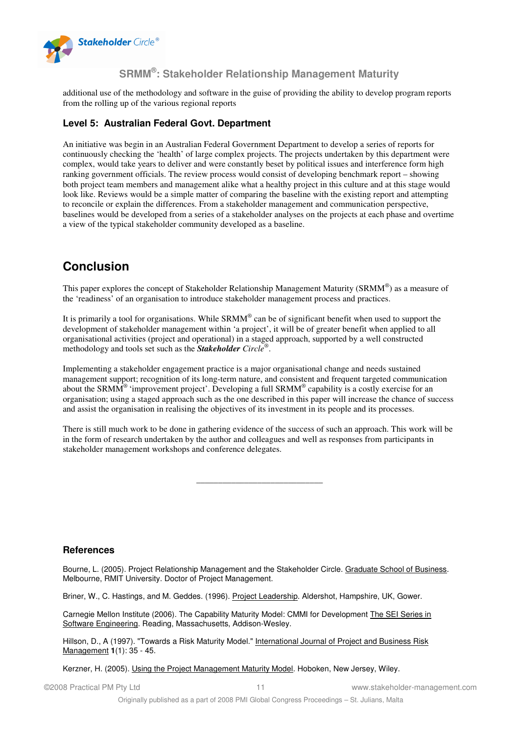additional use of the methodology and software in the guise of providing the ability to develop program reports from the rolling up of the various regional reports

### Level 5: Australian Federal Govt. Department

An initiative was begin in an Australian Federal Government Department to develop a series of reports for continuously checking the 'health' of large complex projects. The projects undertaken by this department were complex, would take years to deliver and were constantly beset by political issues and interference form high ranking government officials. The review process would consist of developing benchmark report – showing both project team members and management alike what a healthy project in this culture and at this stage would look like. Reviews would be a simple matter of comparing the baseline with the existing report and attempting to reconcile or explain the differences. From a stakeholder management and communication perspective, baselines would be developed from a series of a stakeholder analyses on the projects at each phase and overtime a view of the typical stakeholder community developed as a baseline.

## Conclusion

This paper explores the concept of Stakeholder Relationship Management Maturity (SRMM®) as a measure of the 'readiness' of an organisation to introduce stakeholder management process and practices.

It is primarily a tool for organisations. While SRMM® can be of significant benefit when used to support the development of stakeholder management within 'a project', it will be of greater benefit when applied to all organisational activities (project and operational) in a staged approach, supported by a well constructed methodology and tools set such as the ***Stakeholder** Circle*®.

Implementing a stakeholder engagement practice is a major organisational change and needs sustained management support; recognition of its long-term nature, and consistent and frequent targeted communication about the SRMM® 'improvement project'. Developing a full SRMM® capability is a costly exercise for an organisation; using a staged approach such as the one described in this paper will increase the chance of success and assist the organisation in realising the objectives of its investment in its people and its processes.

There is still much work to be done in gathering evidence of the success of such an approach. This work will be in the form of research undertaken by the author and colleagues and well as responses from participants in stakeholder management workshops and conference delegates.

---

### References

Bourne, L. (2005). Project Relationship Management and the Stakeholder Circle. Graduate School of Business. Melbourne, RMIT University. Doctor of Project Management.

Briner, W., C. Hastings, and M. Geddes. (1996). Project Leadership. Aldershot, Hampshire, UK, Gower.

Carnegie Mellon Institute (2006). The Capability Maturity Model: CMMI for Development The SEI Series in Software Engineering. Reading, Massachusetts, Addison-Wesley.

Hillson, D., A (1997). "Towards a Risk Maturity Model." International Journal of Project and Business Risk Management **1**(1): 35 - 45.

Kerzner, H. (2005). Using the Project Management Maturity Model. Hoboken, New Jersey, Wiley.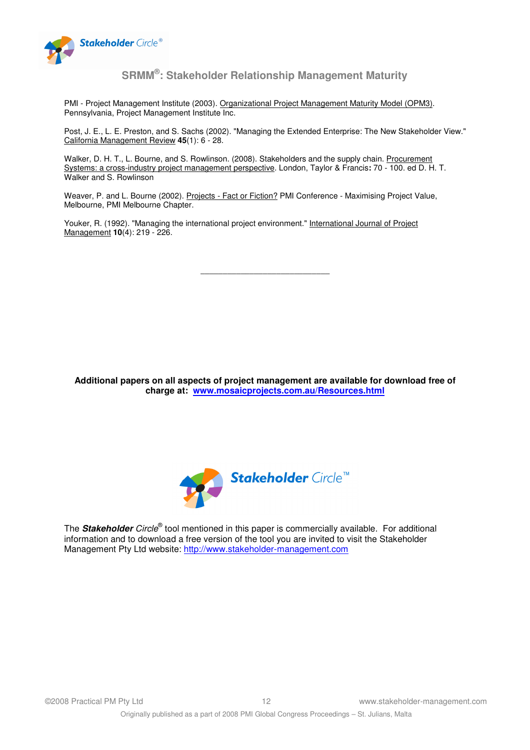PMI - Project Management Institute (2003). Organizational Project Management Maturity Model (OPM3). Pennsylvania, Project Management Institute Inc.

Post, J. E., L. E. Preston, and S. Sachs (2002). "Managing the Extended Enterprise: The New Stakeholder View." California Management Review **45**(1): 6 - 28.

Walker, D. H. T., L. Bourne, and S. Rowlinson. (2008). Stakeholders and the supply chain. Procurement Systems: a cross-industry project management perspective. London, Taylor & Francis**:** 70 - 100. ed D. H. T. Walker and S. Rowlinson

Weaver, P. and L. Bourne (2002). Projects - Fact or Fiction? PMI Conference - Maximising Project Value, Melbourne, PMI Melbourne Chapter.

Youker, R. (1992). "Managing the international project environment." International Journal of Project Management **10**(4): 219 - 226.

---

**Additional papers on all aspects of project management are available for download free of charge at: www.mosaicprojects.com.au/Resources.html**

Stakeholder Circle™

The ***Stakeholder*** *Circle*® tool mentioned in this paper is commercially available. For additional information and to download a free version of the tool you are invited to visit the Stakeholder Management Pty Ltd website: http://www.stakeholder-management.com